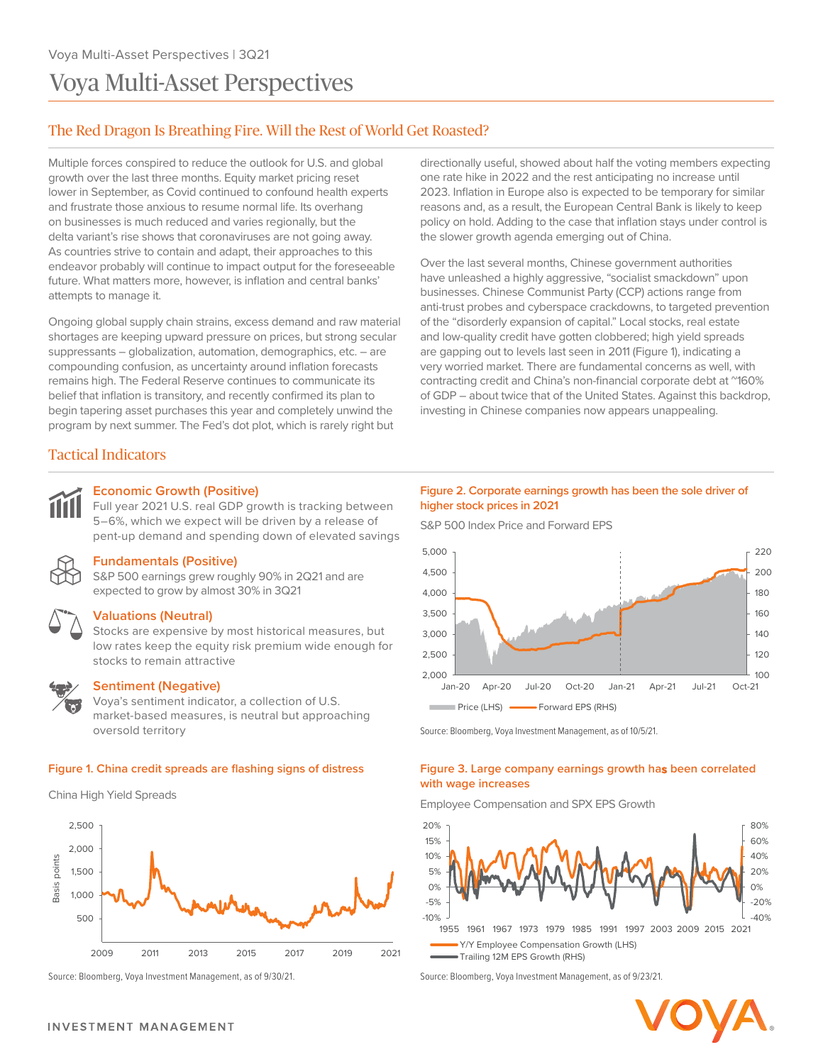# Voya Multi-Asset Perspectives

## The Red Dragon Is Breathing Fire. Will the Rest of World Get Roasted?

Multiple forces conspired to reduce the outlook for U.S. and global growth over the last three months. Equity market pricing reset lower in September, as Covid continued to confound health experts and frustrate those anxious to resume normal life. Its overhang on businesses is much reduced and varies regionally, but the delta variant's rise shows that coronaviruses are not going away. As countries strive to contain and adapt, their approaches to this endeavor probably will continue to impact output for the foreseeable future. What matters more, however, is inflation and central banks' attempts to manage it.

Ongoing global supply chain strains, excess demand and raw material shortages are keeping upward pressure on prices, but strong secular suppressants – globalization, automation, demographics, etc. – are compounding confusion, as uncertainty around inflation forecasts remains high. The Federal Reserve continues to communicate its belief that inflation is transitory, and recently confirmed its plan to begin tapering asset purchases this year and completely unwind the program by next summer. The Fed's dot plot, which is rarely right but directionally useful, showed about half the voting members expecting one rate hike in 2022 and the rest anticipating no increase until 2023. Inflation in Europe also is expected to be temporary for similar reasons and, as a result, the European Central Bank is likely to keep policy on hold. Adding to the case that inflation stays under control is the slower growth agenda emerging out of China.

Over the last several months, Chinese government authorities have unleashed a highly aggressive, "socialist smackdown" upon businesses. Chinese Communist Party (CCP) actions range from anti-trust probes and cyberspace crackdowns, to targeted prevention of the "disorderly expansion of capital." Local stocks, real estate and low-quality credit have gotten clobbered; high yield spreads are gapping out to levels last seen in 2011 (Figure 1), indicating a very worried market. There are fundamental concerns as well, with contracting credit and China's non-financial corporate debt at ~160% of GDP – about twice that of the United States. Against this backdrop, investing in Chinese companies now appears unappealing.

## Tactical Indicators

**Economic Growth (Positive)**
Full year 2021 U.S. real GDP growth is tracking between 5–6%, which we expect will be driven by a release of pent-up demand and spending down of elevated savings

**Fundamentals (Positive)**
S&P 500 earnings grew roughly 90% in 2Q21 and are expected to grow by almost 30% in 3Q21

**Valuations (Neutral)**
Stocks are expensive by most historical measures, but low rates keep the equity risk premium wide enough for stocks to remain attractive

**Sentiment (Negative)**
Voya's sentiment indicator, a collection of U.S. market-based measures, is neutral but approaching oversold territory

**Figure 1. China credit spreads are flashing signs of distress**

China High Yield Spreads

Source: Bloomberg, Voya Investment Management, as of 9/30/21.

**Figure 2. Corporate earnings growth has been the sole driver of higher stock prices in 2021**

S&P 500 Index Price and Forward EPS

Source: Bloomberg, Voya Investment Management, as of 10/5/21.

**Figure 3. Large company earnings growth has been correlated with wage increases**

Employee Compensation and SPX EPS Growth

Source: Bloomberg, Voya Investment Management, as of 9/23/21.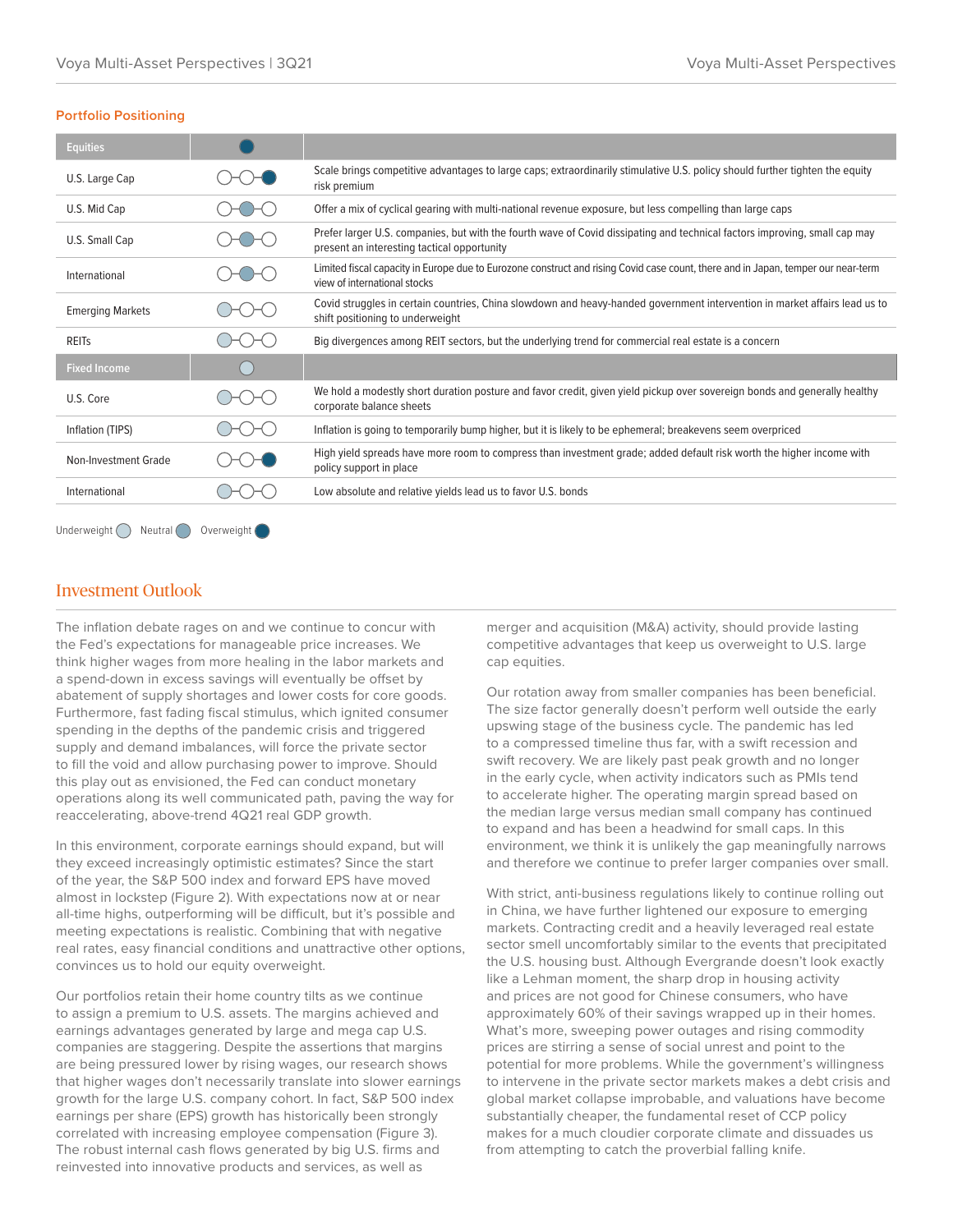### Portfolio Positioning

| Equities | Overweight | |
|---|---|---|
| U.S. Large Cap | Overweight | Scale brings competitive advantages to large caps; extraordinarily stimulative U.S. policy should further tighten the equity risk premium |
| U.S. Mid Cap | Neutral | Offer a mix of cyclical gearing with multi-national revenue exposure, but less compelling than large caps |
| U.S. Small Cap | Neutral | Prefer larger U.S. companies, but with the fourth wave of Covid dissipating and technical factors improving, small cap may present an interesting tactical opportunity |
| International | Neutral | Limited fiscal capacity in Europe due to Eurozone construct and rising Covid case count, there and in Japan, temper our near-term view of international stocks |
| Emerging Markets | Underweight | Covid struggles in certain countries, China slowdown and heavy-handed government intervention in market affairs lead us to shift positioning to underweight |
| REITs | Underweight | Big divergences among REIT sectors, but the underlying trend for commercial real estate is a concern |
| **Fixed Income** | **Underweight** | |
| U.S. Core | Underweight | We hold a modestly short duration posture and favor credit, given yield pickup over sovereign bonds and generally healthy corporate balance sheets |
| Inflation (TIPS) | Underweight | Inflation is going to temporarily bump higher, but it is likely to be ephemeral; breakevens seem overpriced |
| Non-Investment Grade | Overweight | High yield spreads have more room to compress than investment grade; added default risk worth the higher income with policy support in place |
| International | Underweight | Low absolute and relative yields lead us to favor U.S. bonds |

Underweight ○ Neutral ○ Overweight ●

## Investment Outlook

The inflation debate rages on and we continue to concur with the Fed's expectations for manageable price increases. We think higher wages from more healing in the labor markets and a spend-down in excess savings will eventually be offset by abatement of supply shortages and lower costs for core goods. Furthermore, fast fading fiscal stimulus, which ignited consumer spending in the depths of the pandemic crisis and triggered supply and demand imbalances, will force the private sector to fill the void and allow purchasing power to improve. Should this play out as envisioned, the Fed can conduct monetary operations along its well communicated path, paving the way for reaccelerating, above-trend 4Q21 real GDP growth.

In this environment, corporate earnings should expand, but will they exceed increasingly optimistic estimates? Since the start of the year, the S&P 500 index and forward EPS have moved almost in lockstep (Figure 2). With expectations now at or near all-time highs, outperforming will be difficult, but it's possible and meeting expectations is realistic. Combining that with negative real rates, easy financial conditions and unattractive other options, convinces us to hold our equity overweight.

Our portfolios retain their home country tilts as we continue to assign a premium to U.S. assets. The margins achieved and earnings advantages generated by large and mega cap U.S. companies are staggering. Despite the assertions that margins are being pressured lower by rising wages, our research shows that higher wages don't necessarily translate into slower earnings growth for the large U.S. company cohort. In fact, S&P 500 index earnings per share (EPS) growth has historically been strongly correlated with increasing employee compensation (Figure 3). The robust internal cash flows generated by big U.S. firms and reinvested into innovative products and services, as well as merger and acquisition (M&A) activity, should provide lasting competitive advantages that keep us overweight to U.S. large cap equities.

Our rotation away from smaller companies has been beneficial. The size factor generally doesn't perform well outside the early upswing stage of the business cycle. The pandemic has led to a compressed timeline thus far, with a swift recession and swift recovery. We are likely past peak growth and no longer in the early cycle, when activity indicators such as PMIs tend to accelerate higher. The operating margin spread based on the median large versus median small company has continued to expand and has been a headwind for small caps. In this environment, we think it is unlikely the gap meaningfully narrows and therefore we continue to prefer larger companies over small.

With strict, anti-business regulations likely to continue rolling out in China, we have further lightened our exposure to emerging markets. Contracting credit and a heavily leveraged real estate sector smell uncomfortably similar to the events that precipitated the U.S. housing bust. Although Evergrande doesn't look exactly like a Lehman moment, the sharp drop in housing activity and prices are not good for Chinese consumers, who have approximately 60% of their savings wrapped up in their homes. What's more, sweeping power outages and rising commodity prices are stirring a sense of social unrest and point to the potential for more problems. While the government's willingness to intervene in the private sector markets makes a debt crisis and global market collapse improbable, and valuations have become substantially cheaper, the fundamental reset of CCP policy makes for a much cloudier corporate climate and dissuades us from attempting to catch the proverbial falling knife.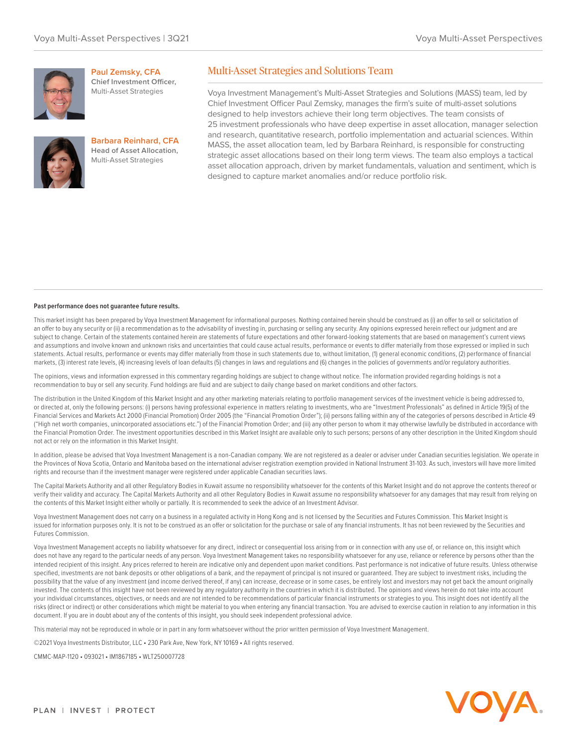**Paul Zemsky, CFA**
Chief Investment Officer,
Multi-Asset Strategies

**Barbara Reinhard, CFA**
Head of Asset Allocation,
Multi-Asset Strategies

## Multi-Asset Strategies and Solutions Team

Voya Investment Management's Multi-Asset Strategies and Solutions (MASS) team, led by Chief Investment Officer Paul Zemsky, manages the firm's suite of multi-asset solutions designed to help investors achieve their long term objectives. The team consists of 25 investment professionals who have deep expertise in asset allocation, manager selection and research, quantitative research, portfolio implementation and actuarial sciences. Within MASS, the asset allocation team, led by Barbara Reinhard, is responsible for constructing strategic asset allocations based on their long term views. The team also employs a tactical asset allocation approach, driven by market fundamentals, valuation and sentiment, which is designed to capture market anomalies and/or reduce portfolio risk.

**Past performance does not guarantee future results.**

This market insight has been prepared by Voya Investment Management for informational purposes. Nothing contained herein should be construed as (i) an offer to sell or solicitation of an offer to buy any security or (ii) a recommendation as to the advisability of investing in, purchasing or selling any security. Any opinions expressed herein reflect our judgment and are subject to change. Certain of the statements contained herein are statements of future expectations and other forward-looking statements that are based on management's current views and assumptions and involve known and unknown risks and uncertainties that could cause actual results, performance or events to differ materially from those expressed or implied in such statements. Actual results, performance or events may differ materially from those in such statements due to, without limitation, (1) general economic conditions, (2) performance of financial markets, (3) interest rate levels, (4) increasing levels of loan defaults (5) changes in laws and regulations and (6) changes in the policies of governments and/or regulatory authorities.

The opinions, views and information expressed in this commentary regarding holdings are subject to change without notice. The information provided regarding holdings is not a recommendation to buy or sell any security. Fund holdings are fluid and are subject to daily change based on market conditions and other factors.

The distribution in the United Kingdom of this Market Insight and any other marketing materials relating to portfolio management services of the investment vehicle is being addressed to, or directed at, only the following persons: (i) persons having professional experience in matters relating to investments, who are "Investment Professionals" as defined in Article 19(5) of the Financial Services and Markets Act 2000 (Financial Promotion) Order 2005 (the "Financial Promotion Order"); (ii) persons falling within any of the categories of persons described in Article 49 ("High net worth companies, unincorporated associations etc.") of the Financial Promotion Order; and (iii) any other person to whom it may otherwise lawfully be distributed in accordance with the Financial Promotion Order. The investment opportunities described in this Market Insight are available only to such persons; persons of any other description in the United Kingdom should not act or rely on the information in this Market Insight.

In addition, please be advised that Voya Investment Management is a non-Canadian company. We are not registered as a dealer or adviser under Canadian securities legislation. We operate in the Provinces of Nova Scotia, Ontario and Manitoba based on the international adviser registration exemption provided in National Instrument 31-103. As such, investors will have more limited rights and recourse than if the investment manager were registered under applicable Canadian securities laws.

The Capital Markets Authority and all other Regulatory Bodies in Kuwait assume no responsibility whatsoever for the contents of this Market Insight and do not approve the contents thereof or verify their validity and accuracy. The Capital Markets Authority and all other Regulatory Bodies in Kuwait assume no responsibility whatsoever for any damages that may result from relying on the contents of this Market Insight either wholly or partially. It is recommended to seek the advice of an Investment Advisor.

Voya Investment Management does not carry on a business in a regulated activity in Hong Kong and is not licensed by the Securities and Futures Commission. This Market Insight is issued for information purposes only. It is not to be construed as an offer or solicitation for the purchase or sale of any financial instruments. It has not been reviewed by the Securities and Futures Commission.

Voya Investment Management accepts no liability whatsoever for any direct, indirect or consequential loss arising from or in connection with any use of, or reliance on, this insight which does not have any regard to the particular needs of any person. Voya Investment Management takes no responsibility whatsoever for any use, reliance or reference by persons other than the intended recipient of this insight. Any prices referred to herein are indicative only and dependent upon market conditions. Past performance is not indicative of future results. Unless otherwise specified, investments are not bank deposits or other obligations of a bank, and the repayment of principal is not insured or guaranteed. They are subject to investment risks, including the possibility that the value of any investment (and income derived thereof, if any) can increase, decrease or in some cases, be entirely lost and investors may not get back the amount originally invested. The contents of this insight have not been reviewed by any regulatory authority in the countries in which it is distributed. The opinions and views herein do not take into account your individual circumstances, objectives, or needs and are not intended to be recommendations of particular financial instruments or strategies to you. This insight does not identify all the risks (direct or indirect) or other considerations which might be material to you when entering any financial transaction. You are advised to exercise caution in relation to any information in this document. If you are in doubt about any of the contents of this insight, you should seek independent professional advice.

This material may not be reproduced in whole or in part in any form whatsoever without the prior written permission of Voya Investment Management.

©2021 Voya Investments Distributor, LLC • 230 Park Ave, New York, NY 10169 • All rights reserved.

CMMC-MAP-1120 • 093021 • IM1867185 • WLT250007728

PLAN | INVEST | PROTECT

VOYA.